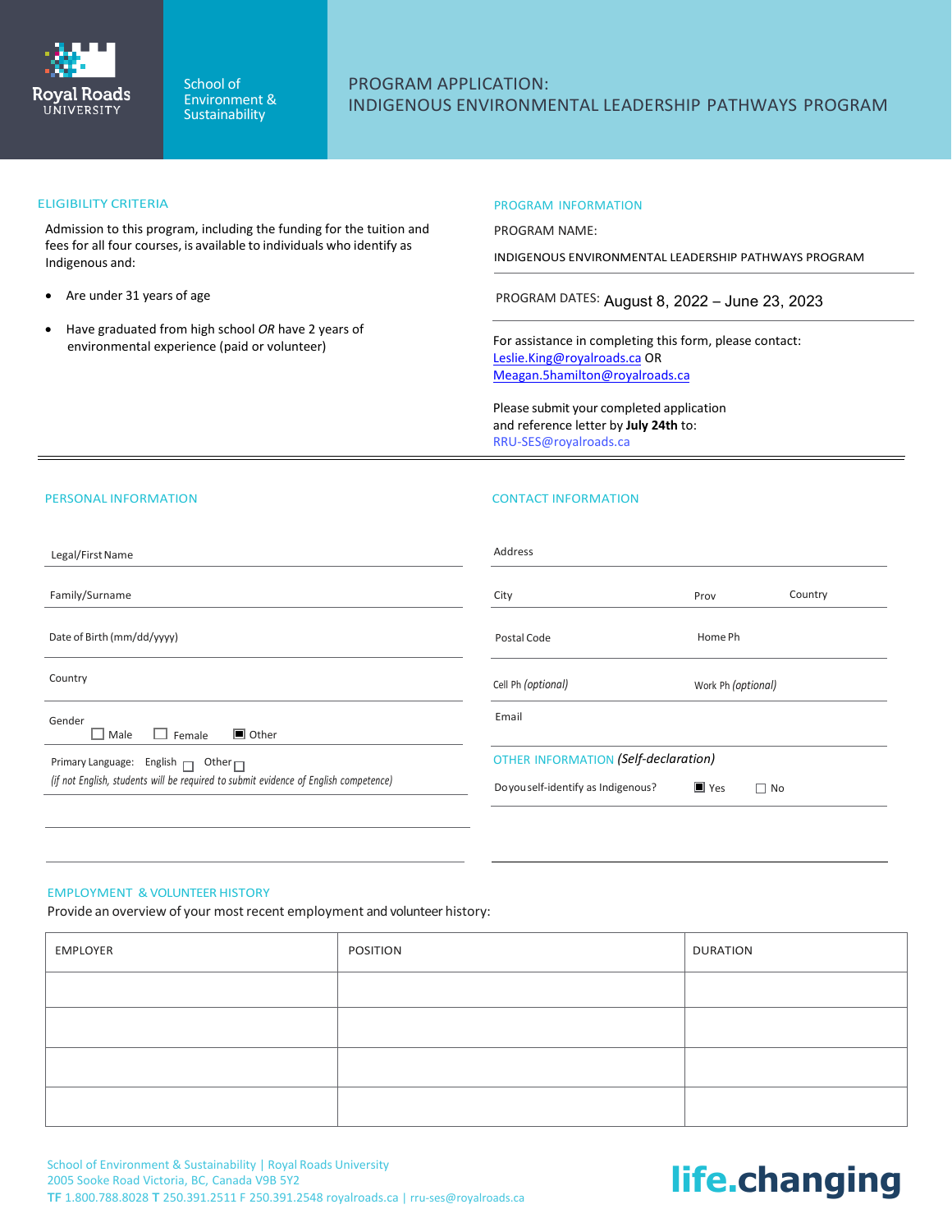Royal Roads UNIVERSITY

School of Environment & Sustainability

# PROGRAM APPLICATION: INDIGENOUS ENVIRONMENTAL LEADERSHIP PATHWAYS PROGRAM

## ELIGIBILITY CRITERIA

Admission to this program, including the funding for the tuition and fees for all four courses, is available to individuals who identify as Indigenous and:

- Are under 31 years of age
- Have graduated from high school *OR* have 2 years of environmental experience (paid or volunteer)

## PROGRAM INFORMATION

PROGRAM NAME:

INDIGENOUS ENVIRONMENTAL LEADERSHIP PATHWAYS PROGRAM

PROGRAM DATES: August 8, 2022 – June 23, 2023

For assistance in completing this form, please contact:
Leslie.King@royalroads.ca OR
Meagan.5hamilton@royalroads.ca

Please submit your completed application and reference letter by **July 24th** to:
RRU-SES@royalroads.ca

## PERSONAL INFORMATION

Legal/First Name

Family/Surname

Date of Birth (mm/dd/yyyy)

Country

Gender ☐ Male ☐ Female ☒ Other

Primary Language: English ☐ Other ☐
*(if not English, students will be required to submit evidence of English competence)*

## CONTACT INFORMATION

Address

City Prov Country

Postal Code Home Ph

Cell Ph *(optional)* Work Ph *(optional)*

Email

## OTHER INFORMATION *(Self-declaration)*

Do you self-identify as Indigenous? ☒ Yes ☐ No

## EMPLOYMENT & VOLUNTEER HISTORY

Provide an overview of your most recent employment and volunteer history:

| EMPLOYER | POSITION | DURATION |
| --- | --- | --- |
| | | |
| | | |
| | | |
| | | |

School of Environment & Sustainability | Royal Roads University
2005 Sooke Road Victoria, BC, Canada V9B 5Y2
TF 1.800.788.8028 T 250.391.2511 F 250.391.2548 royalroads.ca | rru-ses@royalroads.ca

life.changing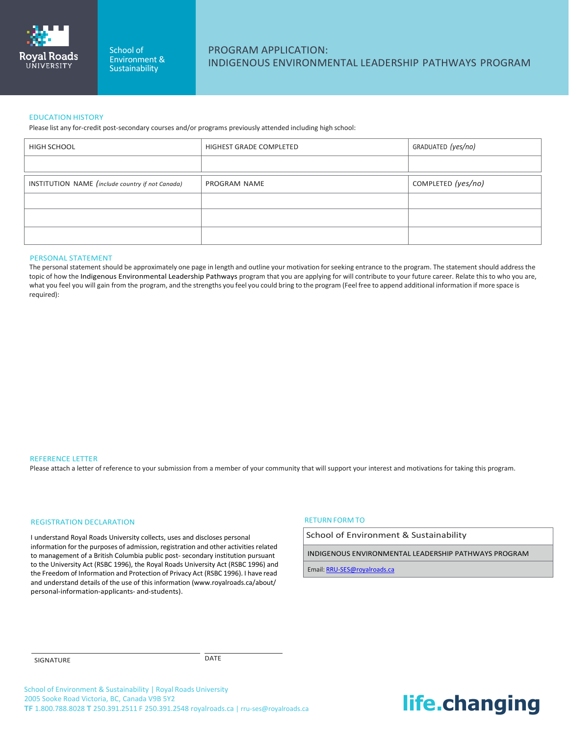Royal Roads UNIVERSITY

School of Environment & Sustainability

# PROGRAM APPLICATION: INDIGENOUS ENVIRONMENTAL LEADERSHIP PATHWAYS PROGRAM

## EDUCATION HISTORY

Please list any for-credit post-secondary courses and/or programs previously attended including high school:

| HIGH SCHOOL | HIGHEST GRADE COMPLETED | GRADUATED *(yes/no)* |
|---|---|---|
| | | |

| INSTITUTION NAME *(include country if not Canada)* | PROGRAM NAME | COMPLETED *(yes/no)* |
|---|---|---|
| | | |
| | | |
| | | |

## PERSONAL STATEMENT

The personal statement should be approximately one page in length and outline your motivation for seeking entrance to the program. The statement should address the topic of how the Indigenous Environmental Leadership Pathways program that you are applying for will contribute to your future career. Relate this to who you are, what you feel you will gain from the program, and the strengths you feel you could bring to the program (Feel free to append additional information if more space is required):

## REFERENCE LETTER

Please attach a letter of reference to your submission from a member of your community that will support your interest and motivations for taking this program.

## REGISTRATION DECLARATION

I understand Royal Roads University collects, uses and discloses personal information for the purposes of admission, registration and other activities related to management of a British Columbia public post- secondary institution pursuant to the University Act (RSBC 1996), the Royal Roads University Act (RSBC 1996) and the Freedom of Information and Protection of Privacy Act (RSBC 1996). I have read and understand details of the use of this information (www.royalroads.ca/about/personal-information-applicants- and-students).

SIGNATURE

DATE

## RETURN FORM TO

School of Environment & Sustainability

INDIGENOUS ENVIRONMENTAL LEADERSHIP PATHWAYS PROGRAM

Email: RRU-SES@royalroads.ca

School of Environment & Sustainability | Royal Roads University
2005 Sooke Road Victoria, BC, Canada V9B 5Y2
**TF** 1.800.788.8028 **T** 250.391.2511 **F** 250.391.2548 royalroads.ca | rru-ses@royalroads.ca

**life.changing**